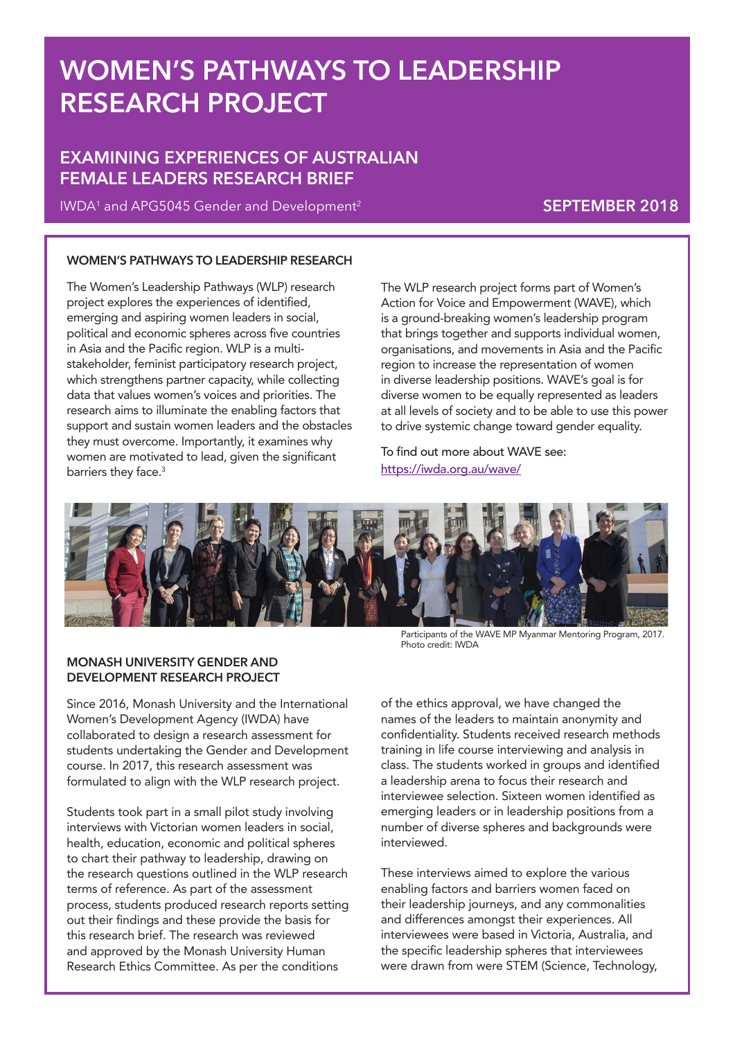# WOMEN'S PATHWAYS TO LEADERSHIP RESEARCH PROJECT

## EXAMINING EXPERIENCES OF AUSTRALIAN FEMALE LEADERS RESEARCH BRIEF

IWDA[1] and APG5045 Gender and Development[2]

**SEPTEMBER 2018**

### WOMEN'S PATHWAYS TO LEADERSHIP RESEARCH

The Women's Leadership Pathways (WLP) research project explores the experiences of identified, emerging and aspiring women leaders in social, political and economic spheres across five countries in Asia and the Pacific region. WLP is a multi-stakeholder, feminist participatory research project, which strengthens partner capacity, while collecting data that values women's voices and priorities. The research aims to illuminate the enabling factors that support and sustain women leaders and the obstacles they must overcome. Importantly, it examines why women are motivated to lead, given the significant barriers they face.[3]

The WLP research project forms part of Women's Action for Voice and Empowerment (WAVE), which is a ground-breaking women's leadership program that brings together and supports individual women, organisations, and movements in Asia and the Pacific region to increase the representation of women in diverse leadership positions. WAVE's goal is for diverse women to be equally represented as leaders at all levels of society and to be able to use this power to drive systemic change toward gender equality.

To find out more about WAVE see: https://iwda.org.au/wave/

Participants of the WAVE MP Myanmar Mentoring Program, 2017. Photo credit: IWDA

### MONASH UNIVERSITY GENDER AND DEVELOPMENT RESEARCH PROJECT

Since 2016, Monash University and the International Women's Development Agency (IWDA) have collaborated to design a research assessment for students undertaking the Gender and Development course. In 2017, this research assessment was formulated to align with the WLP research project.

Students took part in a small pilot study involving interviews with Victorian women leaders in social, health, education, economic and political spheres to chart their pathway to leadership, drawing on the research questions outlined in the WLP research terms of reference. As part of the assessment process, students produced research reports setting out their findings and these provide the basis for this research brief. The research was reviewed and approved by the Monash University Human Research Ethics Committee. As per the conditions of the ethics approval, we have changed the names of the leaders to maintain anonymity and confidentiality. Students received research methods training in life course interviewing and analysis in class. The students worked in groups and identified a leadership arena to focus their research and interviewee selection. Sixteen women identified as emerging leaders or in leadership positions from a number of diverse spheres and backgrounds were interviewed.

These interviews aimed to explore the various enabling factors and barriers women faced on their leadership journeys, and any commonalities and differences amongst their experiences. All interviewees were based in Victoria, Australia, and the specific leadership spheres that interviewees were drawn from were STEM (Science, Technology,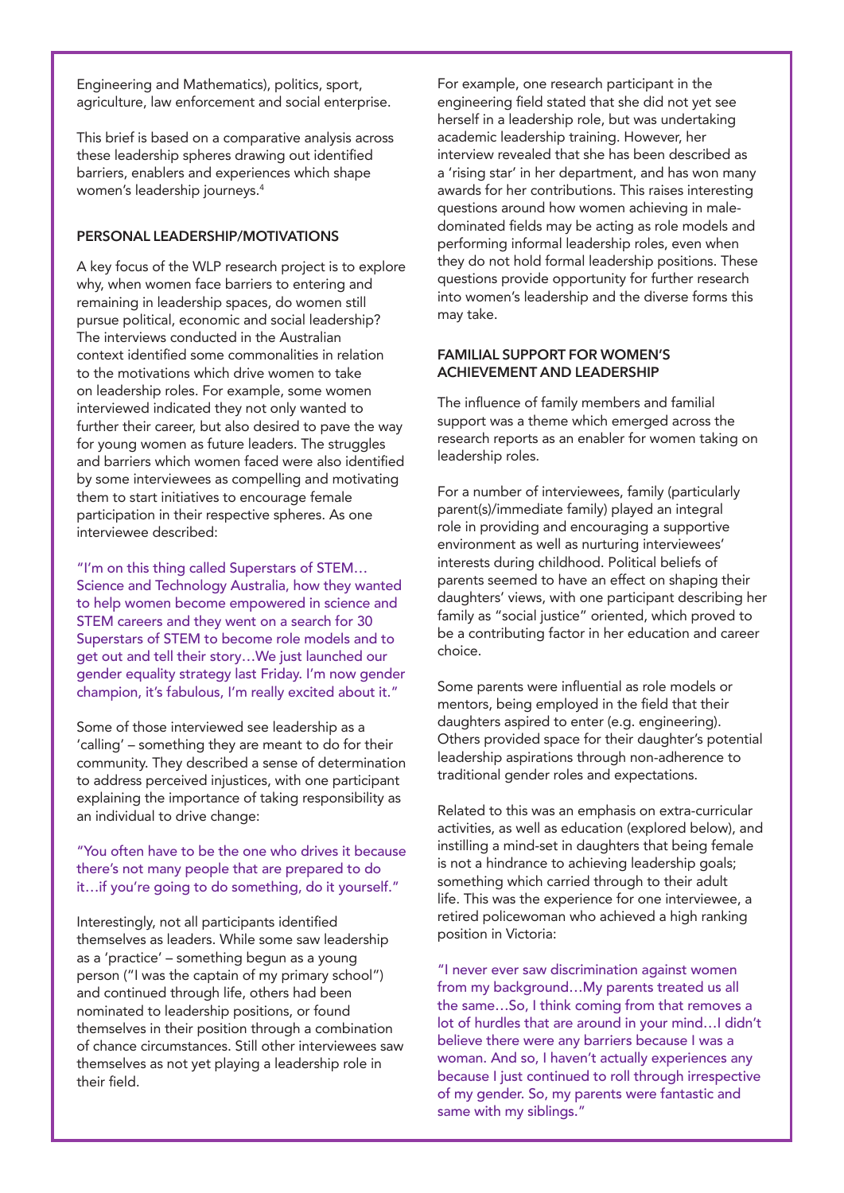Engineering and Mathematics), politics, sport, agriculture, law enforcement and social enterprise.

This brief is based on a comparative analysis across these leadership spheres drawing out identified barriers, enablers and experiences which shape women's leadership journeys.[4]

## PERSONAL LEADERSHIP/MOTIVATIONS

A key focus of the WLP research project is to explore why, when women face barriers to entering and remaining in leadership spaces, do women still pursue political, economic and social leadership? The interviews conducted in the Australian context identified some commonalities in relation to the motivations which drive women to take on leadership roles. For example, some women interviewed indicated they not only wanted to further their career, but also desired to pave the way for young women as future leaders. The struggles and barriers which women faced were also identified by some interviewees as compelling and motivating them to start initiatives to encourage female participation in their respective spheres. As one interviewee described:

"I'm on this thing called Superstars of STEM… Science and Technology Australia, how they wanted to help women become empowered in science and STEM careers and they went on a search for 30 Superstars of STEM to become role models and to get out and tell their story…We just launched our gender equality strategy last Friday. I'm now gender champion, it's fabulous, I'm really excited about it."

Some of those interviewed see leadership as a 'calling' – something they are meant to do for their community. They described a sense of determination to address perceived injustices, with one participant explaining the importance of taking responsibility as an individual to drive change:

"You often have to be the one who drives it because there's not many people that are prepared to do it…if you're going to do something, do it yourself."

Interestingly, not all participants identified themselves as leaders. While some saw leadership as a 'practice' – something begun as a young person ("I was the captain of my primary school") and continued through life, others had been nominated to leadership positions, or found themselves in their position through a combination of chance circumstances. Still other interviewees saw themselves as not yet playing a leadership role in their field.

For example, one research participant in the engineering field stated that she did not yet see herself in a leadership role, but was undertaking academic leadership training. However, her interview revealed that she has been described as a 'rising star' in her department, and has won many awards for her contributions. This raises interesting questions around how women achieving in male-dominated fields may be acting as role models and performing informal leadership roles, even when they do not hold formal leadership positions. These questions provide opportunity for further research into women's leadership and the diverse forms this may take.

## FAMILIAL SUPPORT FOR WOMEN'S ACHIEVEMENT AND LEADERSHIP

The influence of family members and familial support was a theme which emerged across the research reports as an enabler for women taking on leadership roles.

For a number of interviewees, family (particularly parent(s)/immediate family) played an integral role in providing and encouraging a supportive environment as well as nurturing interviewees' interests during childhood. Political beliefs of parents seemed to have an effect on shaping their daughters' views, with one participant describing her family as "social justice" oriented, which proved to be a contributing factor in her education and career choice.

Some parents were influential as role models or mentors, being employed in the field that their daughters aspired to enter (e.g. engineering). Others provided space for their daughter's potential leadership aspirations through non-adherence to traditional gender roles and expectations.

Related to this was an emphasis on extra-curricular activities, as well as education (explored below), and instilling a mind-set in daughters that being female is not a hindrance to achieving leadership goals; something which carried through to their adult life. This was the experience for one interviewee, a retired policewoman who achieved a high ranking position in Victoria:

"I never ever saw discrimination against women from my background…My parents treated us all the same…So, I think coming from that removes a lot of hurdles that are around in your mind…I didn't believe there were any barriers because I was a woman. And so, I haven't actually experiences any because I just continued to roll through irrespective of my gender. So, my parents were fantastic and same with my siblings."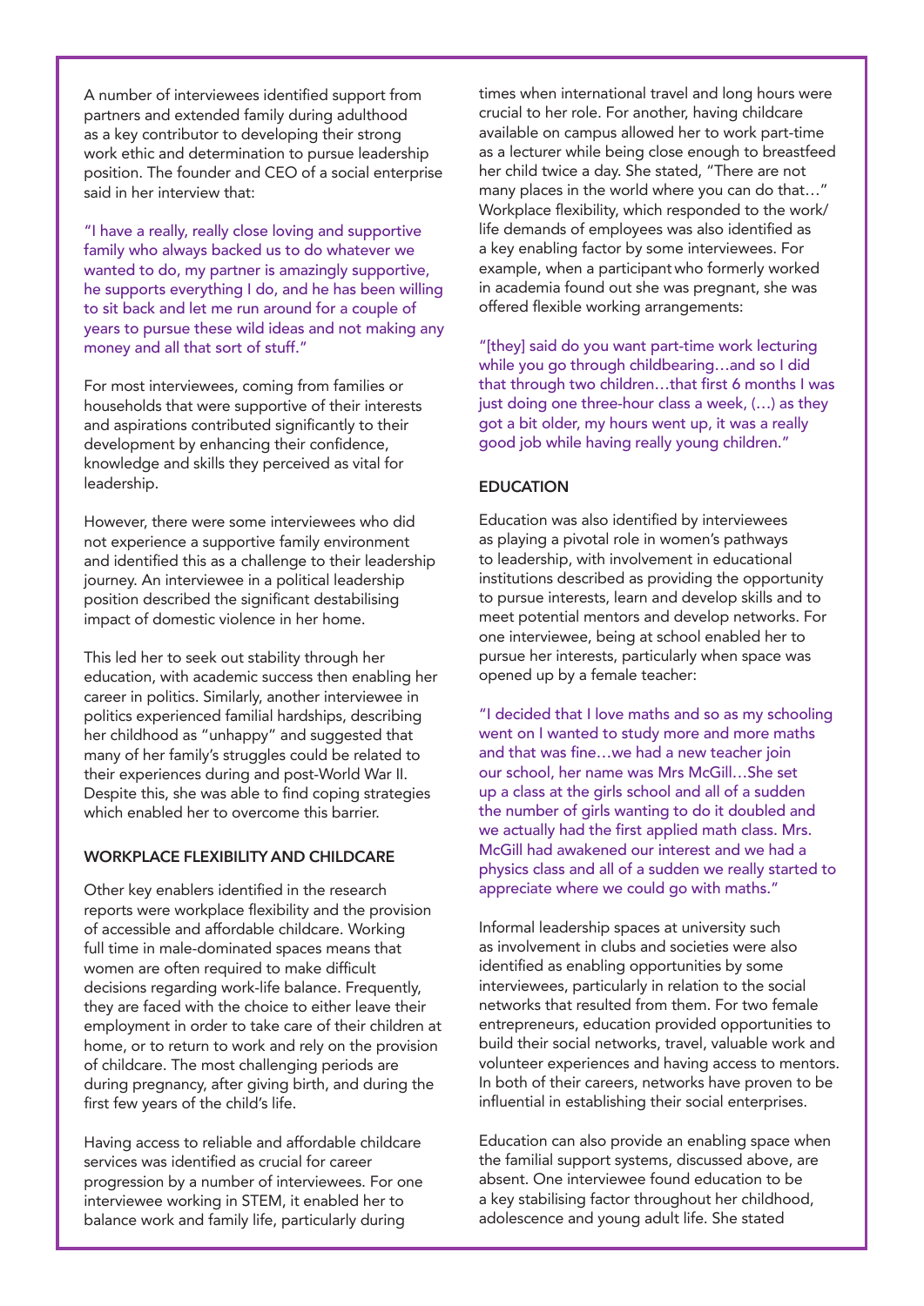A number of interviewees identified support from partners and extended family during adulthood as a key contributor to developing their strong work ethic and determination to pursue leadership position. The founder and CEO of a social enterprise said in her interview that:

"I have a really, really close loving and supportive family who always backed us to do whatever we wanted to do, my partner is amazingly supportive, he supports everything I do, and he has been willing to sit back and let me run around for a couple of years to pursue these wild ideas and not making any money and all that sort of stuff."

For most interviewees, coming from families or households that were supportive of their interests and aspirations contributed significantly to their development by enhancing their confidence, knowledge and skills they perceived as vital for leadership.

However, there were some interviewees who did not experience a supportive family environment and identified this as a challenge to their leadership journey. An interviewee in a political leadership position described the significant destabilising impact of domestic violence in her home.

This led her to seek out stability through her education, with academic success then enabling her career in politics. Similarly, another interviewee in politics experienced familial hardships, describing her childhood as "unhappy" and suggested that many of her family's struggles could be related to their experiences during and post-World War II. Despite this, she was able to find coping strategies which enabled her to overcome this barrier.

### WORKPLACE FLEXIBILITY AND CHILDCARE

Other key enablers identified in the research reports were workplace flexibility and the provision of accessible and affordable childcare. Working full time in male-dominated spaces means that women are often required to make difficult decisions regarding work-life balance. Frequently, they are faced with the choice to either leave their employment in order to take care of their children at home, or to return to work and rely on the provision of childcare. The most challenging periods are during pregnancy, after giving birth, and during the first few years of the child's life.

Having access to reliable and affordable childcare services was identified as crucial for career progression by a number of interviewees. For one interviewee working in STEM, it enabled her to balance work and family life, particularly during times when international travel and long hours were crucial to her role. For another, having childcare available on campus allowed her to work part-time as a lecturer while being close enough to breastfeed her child twice a day. She stated, "There are not many places in the world where you can do that…" Workplace flexibility, which responded to the work/life demands of employees was also identified as a key enabling factor by some interviewees. For example, when a participant who formerly worked in academia found out she was pregnant, she was offered flexible working arrangements:

"[they] said do you want part-time work lecturing while you go through childbearing…and so I did that through two children…that first 6 months I was just doing one three-hour class a week, (…) as they got a bit older, my hours went up, it was a really good job while having really young children."

### EDUCATION

Education was also identified by interviewees as playing a pivotal role in women's pathways to leadership, with involvement in educational institutions described as providing the opportunity to pursue interests, learn and develop skills and to meet potential mentors and develop networks. For one interviewee, being at school enabled her to pursue her interests, particularly when space was opened up by a female teacher:

"I decided that I love maths and so as my schooling went on I wanted to study more and more maths and that was fine…we had a new teacher join our school, her name was Mrs McGill…She set up a class at the girls school and all of a sudden the number of girls wanting to do it doubled and we actually had the first applied math class. Mrs. McGill had awakened our interest and we had a physics class and all of a sudden we really started to appreciate where we could go with maths."

Informal leadership spaces at university such as involvement in clubs and societies were also identified as enabling opportunities by some interviewees, particularly in relation to the social networks that resulted from them. For two female entrepreneurs, education provided opportunities to build their social networks, travel, valuable work and volunteer experiences and having access to mentors. In both of their careers, networks have proven to be influential in establishing their social enterprises.

Education can also provide an enabling space when the familial support systems, discussed above, are absent. One interviewee found education to be a key stabilising factor throughout her childhood, adolescence and young adult life. She stated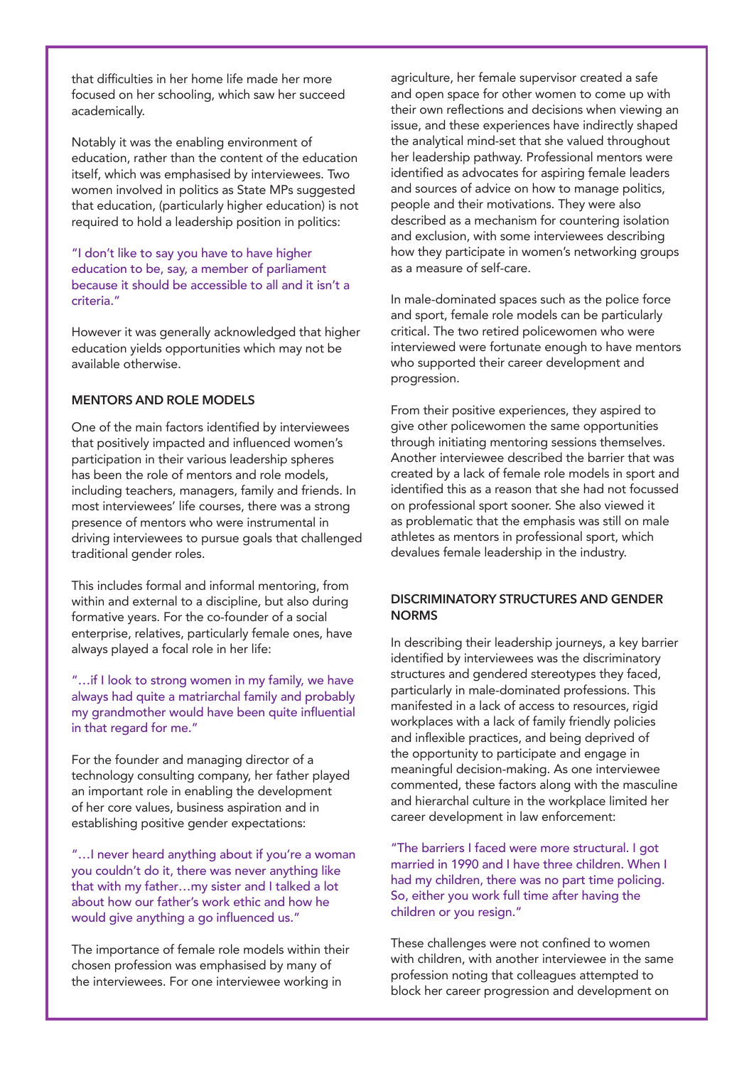that difficulties in her home life made her more focused on her schooling, which saw her succeed academically.

Notably it was the enabling environment of education, rather than the content of the education itself, which was emphasised by interviewees. Two women involved in politics as State MPs suggested that education, (particularly higher education) is not required to hold a leadership position in politics:

"I don't like to say you have to have higher education to be, say, a member of parliament because it should be accessible to all and it isn't a criteria."

However it was generally acknowledged that higher education yields opportunities which may not be available otherwise.

### MENTORS AND ROLE MODELS

One of the main factors identified by interviewees that positively impacted and influenced women's participation in their various leadership spheres has been the role of mentors and role models, including teachers, managers, family and friends. In most interviewees' life courses, there was a strong presence of mentors who were instrumental in driving interviewees to pursue goals that challenged traditional gender roles.

This includes formal and informal mentoring, from within and external to a discipline, but also during formative years. For the co-founder of a social enterprise, relatives, particularly female ones, have always played a focal role in her life:

"…if I look to strong women in my family, we have always had quite a matriarchal family and probably my grandmother would have been quite influential in that regard for me."

For the founder and managing director of a technology consulting company, her father played an important role in enabling the development of her core values, business aspiration and in establishing positive gender expectations:

"…I never heard anything about if you're a woman you couldn't do it, there was never anything like that with my father…my sister and I talked a lot about how our father's work ethic and how he would give anything a go influenced us."

The importance of female role models within their chosen profession was emphasised by many of the interviewees. For one interviewee working in agriculture, her female supervisor created a safe and open space for other women to come up with their own reflections and decisions when viewing an issue, and these experiences have indirectly shaped the analytical mind-set that she valued throughout her leadership pathway. Professional mentors were identified as advocates for aspiring female leaders and sources of advice on how to manage politics, people and their motivations. They were also described as a mechanism for countering isolation and exclusion, with some interviewees describing how they participate in women's networking groups as a measure of self-care.

In male-dominated spaces such as the police force and sport, female role models can be particularly critical. The two retired policewomen who were interviewed were fortunate enough to have mentors who supported their career development and progression.

From their positive experiences, they aspired to give other policewomen the same opportunities through initiating mentoring sessions themselves. Another interviewee described the barrier that was created by a lack of female role models in sport and identified this as a reason that she had not focussed on professional sport sooner. She also viewed it as problematic that the emphasis was still on male athletes as mentors in professional sport, which devalues female leadership in the industry.

### DISCRIMINATORY STRUCTURES AND GENDER NORMS

In describing their leadership journeys, a key barrier identified by interviewees was the discriminatory structures and gendered stereotypes they faced, particularly in male-dominated professions. This manifested in a lack of access to resources, rigid workplaces with a lack of family friendly policies and inflexible practices, and being deprived of the opportunity to participate and engage in meaningful decision-making. As one interviewee commented, these factors along with the masculine and hierarchical culture in the workplace limited her career development in law enforcement:

"The barriers I faced were more structural. I got married in 1990 and I have three children. When I had my children, there was no part time policing. So, either you work full time after having the children or you resign."

These challenges were not confined to women with children, with another interviewee in the same profession noting that colleagues attempted to block her career progression and development on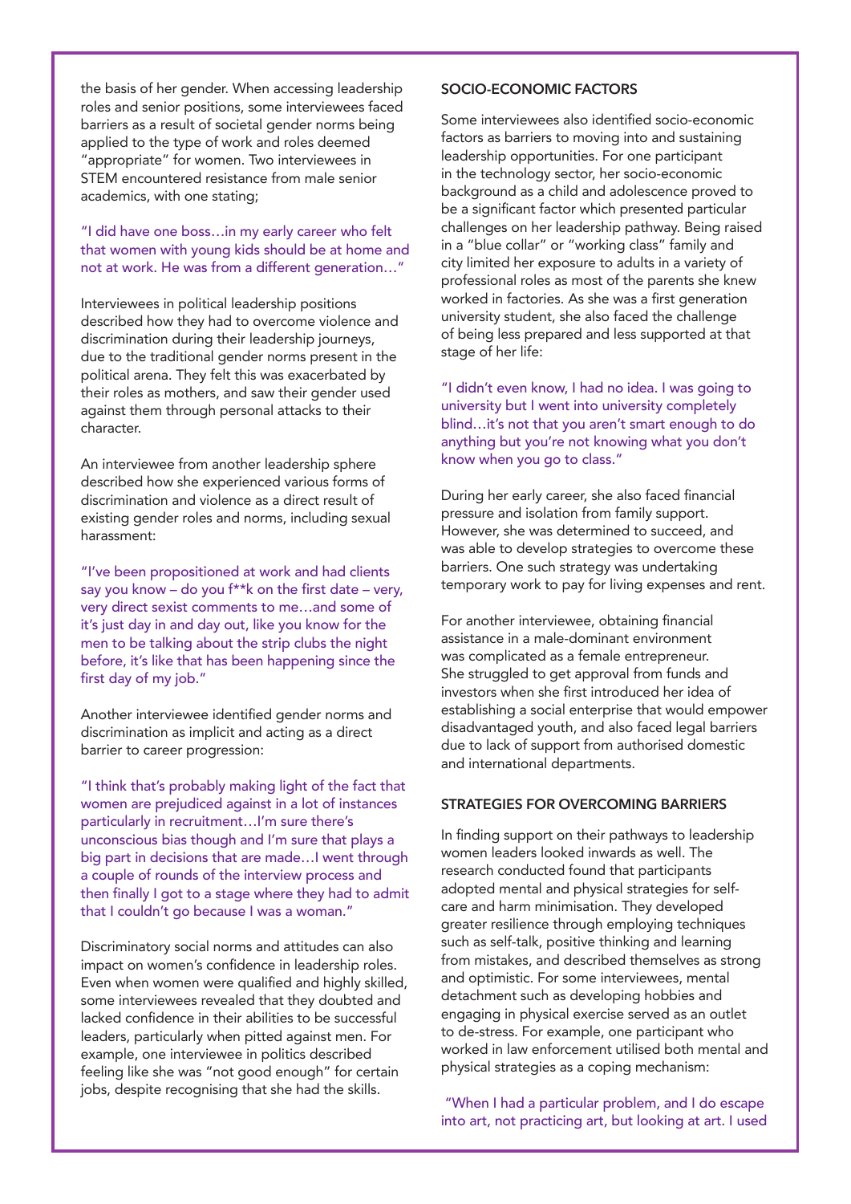the basis of her gender. When accessing leadership roles and senior positions, some interviewees faced barriers as a result of societal gender norms being applied to the type of work and roles deemed "appropriate" for women. Two interviewees in STEM encountered resistance from male senior academics, with one stating;

"I did have one boss…in my early career who felt that women with young kids should be at home and not at work. He was from a different generation…"

Interviewees in political leadership positions described how they had to overcome violence and discrimination during their leadership journeys, due to the traditional gender norms present in the political arena. They felt this was exacerbated by their roles as mothers, and saw their gender used against them through personal attacks to their character.

An interviewee from another leadership sphere described how she experienced various forms of discrimination and violence as a direct result of existing gender roles and norms, including sexual harassment:

"I've been propositioned at work and had clients say you know – do you f**k on the first date – very, very direct sexist comments to me…and some of it's just day in and day out, like you know for the men to be talking about the strip clubs the night before, it's like that has been happening since the first day of my job."

Another interviewee identified gender norms and discrimination as implicit and acting as a direct barrier to career progression:

"I think that's probably making light of the fact that women are prejudiced against in a lot of instances particularly in recruitment…I'm sure there's unconscious bias though and I'm sure that plays a big part in decisions that are made…I went through a couple of rounds of the interview process and then finally I got to a stage where they had to admit that I couldn't go because I was a woman."

Discriminatory social norms and attitudes can also impact on women's confidence in leadership roles. Even when women were qualified and highly skilled, some interviewees revealed that they doubted and lacked confidence in their abilities to be successful leaders, particularly when pitted against men. For example, one interviewee in politics described feeling like she was "not good enough" for certain jobs, despite recognising that she had the skills.

## SOCIO-ECONOMIC FACTORS

Some interviewees also identified socio-economic factors as barriers to moving into and sustaining leadership opportunities. For one participant in the technology sector, her socio-economic background as a child and adolescence proved to be a significant factor which presented particular challenges on her leadership pathway. Being raised in a "blue collar" or "working class" family and city limited her exposure to adults in a variety of professional roles as most of the parents she knew worked in factories. As she was a first generation university student, she also faced the challenge of being less prepared and less supported at that stage of her life:

"I didn't even know, I had no idea. I was going to university but I went into university completely blind…it's not that you aren't smart enough to do anything but you're not knowing what you don't know when you go to class."

During her early career, she also faced financial pressure and isolation from family support. However, she was determined to succeed, and was able to develop strategies to overcome these barriers. One such strategy was undertaking temporary work to pay for living expenses and rent.

For another interviewee, obtaining financial assistance in a male-dominant environment was complicated as a female entrepreneur. She struggled to get approval from funds and investors when she first introduced her idea of establishing a social enterprise that would empower disadvantaged youth, and also faced legal barriers due to lack of support from authorised domestic and international departments.

## STRATEGIES FOR OVERCOMING BARRIERS

In finding support on their pathways to leadership women leaders looked inwards as well. The research conducted found that participants adopted mental and physical strategies for self-care and harm minimisation. They developed greater resilience through employing techniques such as self-talk, positive thinking and learning from mistakes, and described themselves as strong and optimistic. For some interviewees, mental detachment such as developing hobbies and engaging in physical exercise served as an outlet to de-stress. For example, one participant who worked in law enforcement utilised both mental and physical strategies as a coping mechanism:

"When I had a particular problem, and I do escape into art, not practicing art, but looking at art. I used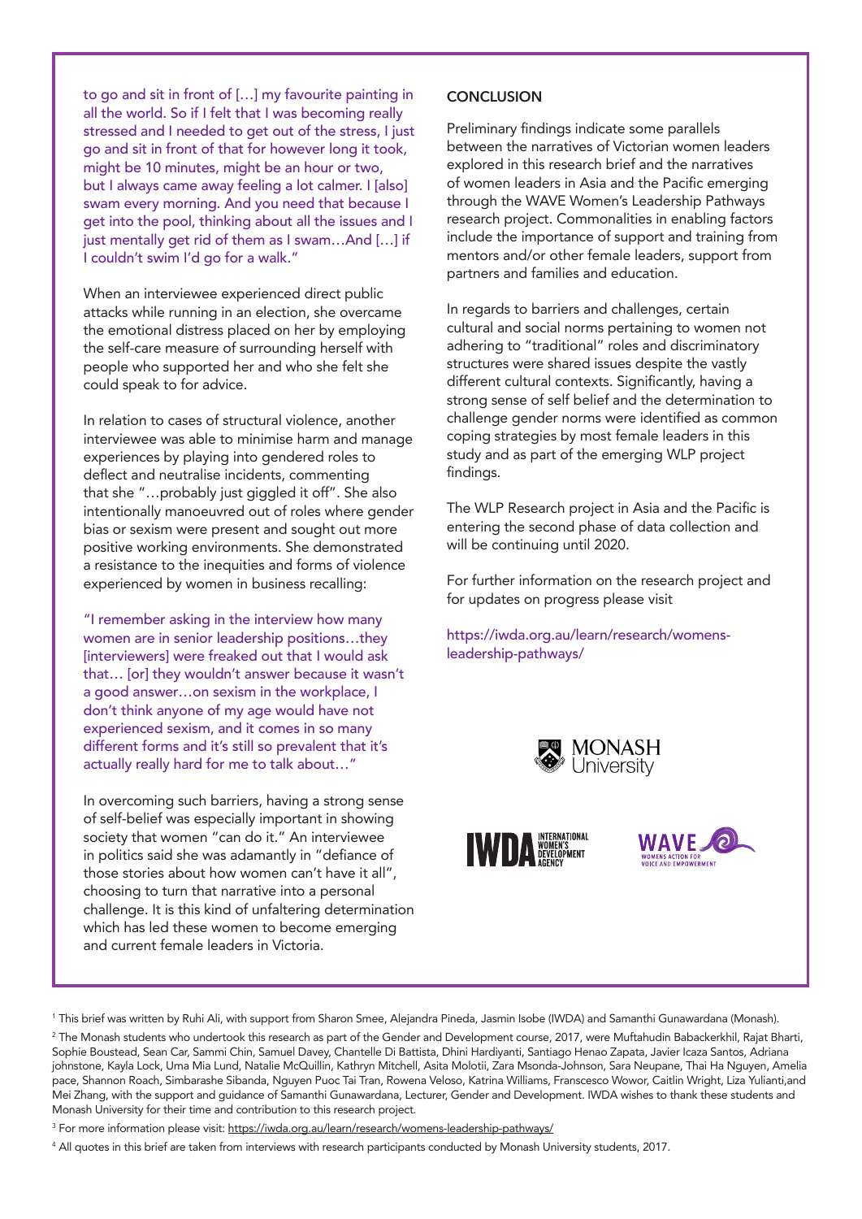to go and sit in front of […] my favourite painting in all the world. So if I felt that I was becoming really stressed and I needed to get out of the stress, I just go and sit in front of that for however long it took, might be 10 minutes, might be an hour or two, but I always came away feeling a lot calmer. I [also] swam every morning. And you need that because I get into the pool, thinking about all the issues and I just mentally get rid of them as I swam…And […] if I couldn't swim I'd go for a walk."

When an interviewee experienced direct public attacks while running in an election, she overcame the emotional distress placed on her by employing the self-care measure of surrounding herself with people who supported her and who she felt she could speak to for advice.

In relation to cases of structural violence, another interviewee was able to minimise harm and manage experiences by playing into gendered roles to deflect and neutralise incidents, commenting that she "…probably just giggled it off". She also intentionally manoeuvred out of roles where gender bias or sexism were present and sought out more positive working environments. She demonstrated a resistance to the inequities and forms of violence experienced by women in business recalling:

"I remember asking in the interview how many women are in senior leadership positions…they [interviewers] were freaked out that I would ask that… [or] they wouldn't answer because it wasn't a good answer…on sexism in the workplace, I don't think anyone of my age would have not experienced sexism, and it comes in so many different forms and it's still so prevalent that it's actually really hard for me to talk about…"

In overcoming such barriers, having a strong sense of self-belief was especially important in showing society that women "can do it." An interviewee in politics said she was adamantly in "defiance of those stories about how women can't have it all", choosing to turn that narrative into a personal challenge. It is this kind of unfaltering determination which has led these women to become emerging and current female leaders in Victoria.

## CONCLUSION

Preliminary findings indicate some parallels between the narratives of Victorian women leaders explored in this research brief and the narratives of women leaders in Asia and the Pacific emerging through the WAVE Women's Leadership Pathways research project. Commonalities in enabling factors include the importance of support and training from mentors and/or other female leaders, support from partners and families and education.

In regards to barriers and challenges, certain cultural and social norms pertaining to women not adhering to "traditional" roles and discriminatory structures were shared issues despite the vastly different cultural contexts. Significantly, having a strong sense of self belief and the determination to challenge gender norms were identified as common coping strategies by most female leaders in this study and as part of the emerging WLP project findings.

The WLP Research project in Asia and the Pacific is entering the second phase of data collection and will be continuing until 2020.

For further information on the research project and for updates on progress please visit

https://iwda.org.au/learn/research/womens-leadership-pathways/

MONASH University

IWDA INTERNATIONAL WOMEN'S DEVELOPMENT AGENCY

WAVE WOMENS ACTION FOR VOICE AND EMPOWERMENT

---

[1] This brief was written by Ruhi Ali, with support from Sharon Smee, Alejandra Pineda, Jasmin Isobe (IWDA) and Samanthi Gunawardana (Monash).

[2] The Monash students who undertook this research as part of the Gender and Development course, 2017, were Muftahudin Babackerkhil, Rajat Bharti, Sophie Boustead, Sean Car, Sammi Chin, Samuel Davey, Chantelle Di Battista, Dhini Hardiyanti, Santiago Henao Zapata, Javier Icaza Santos, Adriana johnstone, Kayla Lock, Uma Mia Lund, Natalie McQuillin, Kathryn Mitchell, Asita Molotii, Zara Msonda-Johnson, Sara Neupane, Thai Ha Nguyen, Amelia pace, Shannon Roach, Simbarashe Sibanda, Nguyen Puoc Tai Tran, Rowena Veloso, Katrina Williams, Franscesco Wowor, Caitlin Wright, Liza Yulianti,and Mei Zhang, with the support and guidance of Samanthi Gunawardana, Lecturer, Gender and Development. IWDA wishes to thank these students and Monash University for their time and contribution to this research project.

[3] For more information please visit: https://iwda.org.au/learn/research/womens-leadership-pathways/

[4] All quotes in this brief are taken from interviews with research participants conducted by Monash University students, 2017.